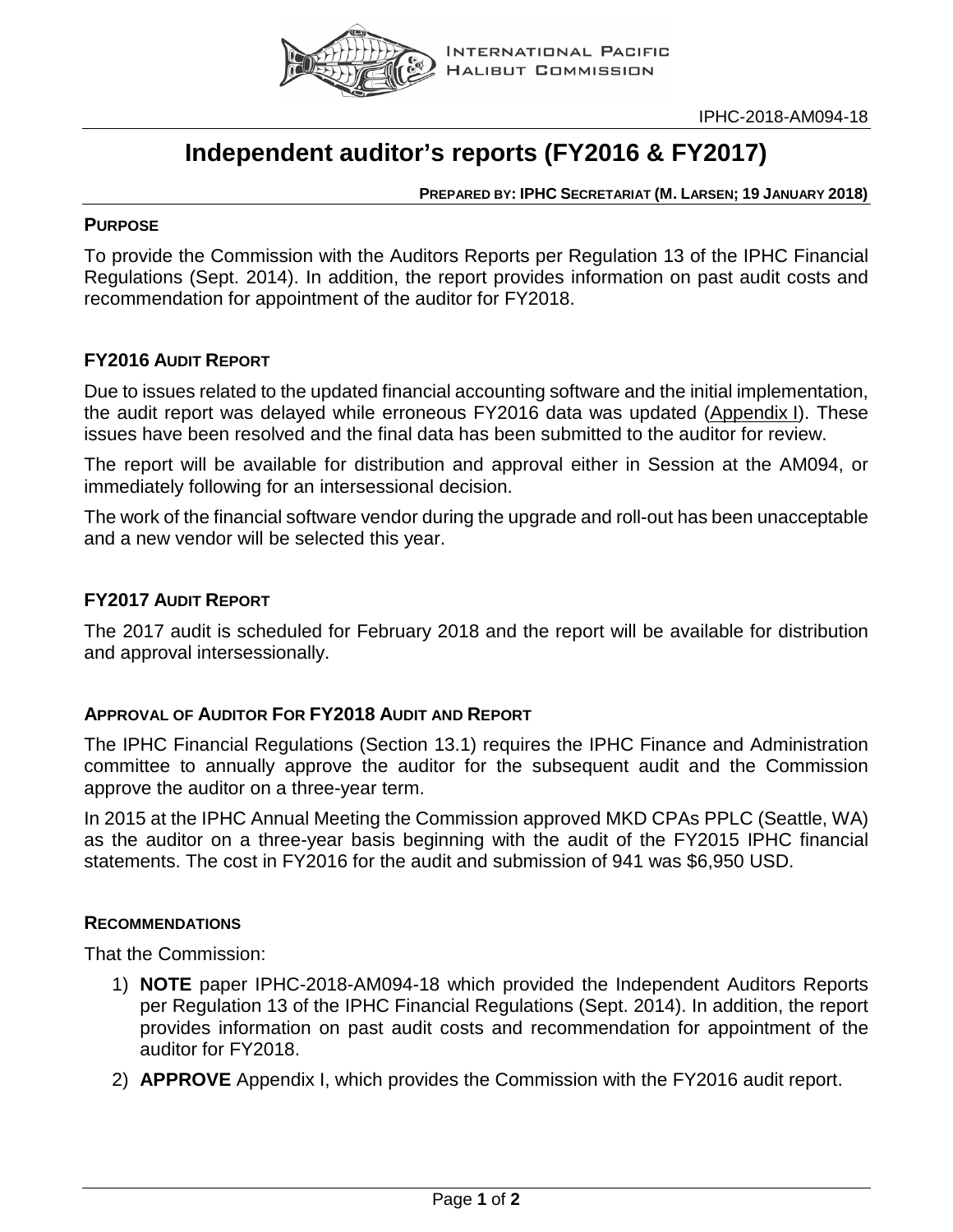INTERNATIONAL PACIFIC HALIBUT COMMISSION

IPHC-2018-AM094-18

# Independent auditor's reports (FY2016 & FY2017)

**PREPARED BY: IPHC SECRETARIAT (M. LARSEN; 19 JANUARY 2018)**

### PURPOSE

To provide the Commission with the Auditors Reports per Regulation 13 of the IPHC Financial Regulations (Sept. 2014). In addition, the report provides information on past audit costs and recommendation for appointment of the auditor for FY2018.

### FY2016 AUDIT REPORT

Due to issues related to the updated financial accounting software and the initial implementation, the audit report was delayed while erroneous FY2016 data was updated (Appendix I). These issues have been resolved and the final data has been submitted to the auditor for review.

The report will be available for distribution and approval either in Session at the AM094, or immediately following for an intersessional decision.

The work of the financial software vendor during the upgrade and roll-out has been unacceptable and a new vendor will be selected this year.

### FY2017 AUDIT REPORT

The 2017 audit is scheduled for February 2018 and the report will be available for distribution and approval intersessionally.

### APPROVAL OF AUDITOR FOR FY2018 AUDIT AND REPORT

The IPHC Financial Regulations (Section 13.1) requires the IPHC Finance and Administration committee to annually approve the auditor for the subsequent audit and the Commission approve the auditor on a three-year term.

In 2015 at the IPHC Annual Meeting the Commission approved MKD CPAs PPLC (Seattle, WA) as the auditor on a three-year basis beginning with the audit of the FY2015 IPHC financial statements. The cost in FY2016 for the audit and submission of 941 was $6,950 USD.

### RECOMMENDATIONS

That the Commission:

1) **NOTE** paper IPHC-2018-AM094-18 which provided the Independent Auditors Reports per Regulation 13 of the IPHC Financial Regulations (Sept. 2014). In addition, the report provides information on past audit costs and recommendation for appointment of the auditor for FY2018.
2) **APPROVE** Appendix I, which provides the Commission with the FY2016 audit report.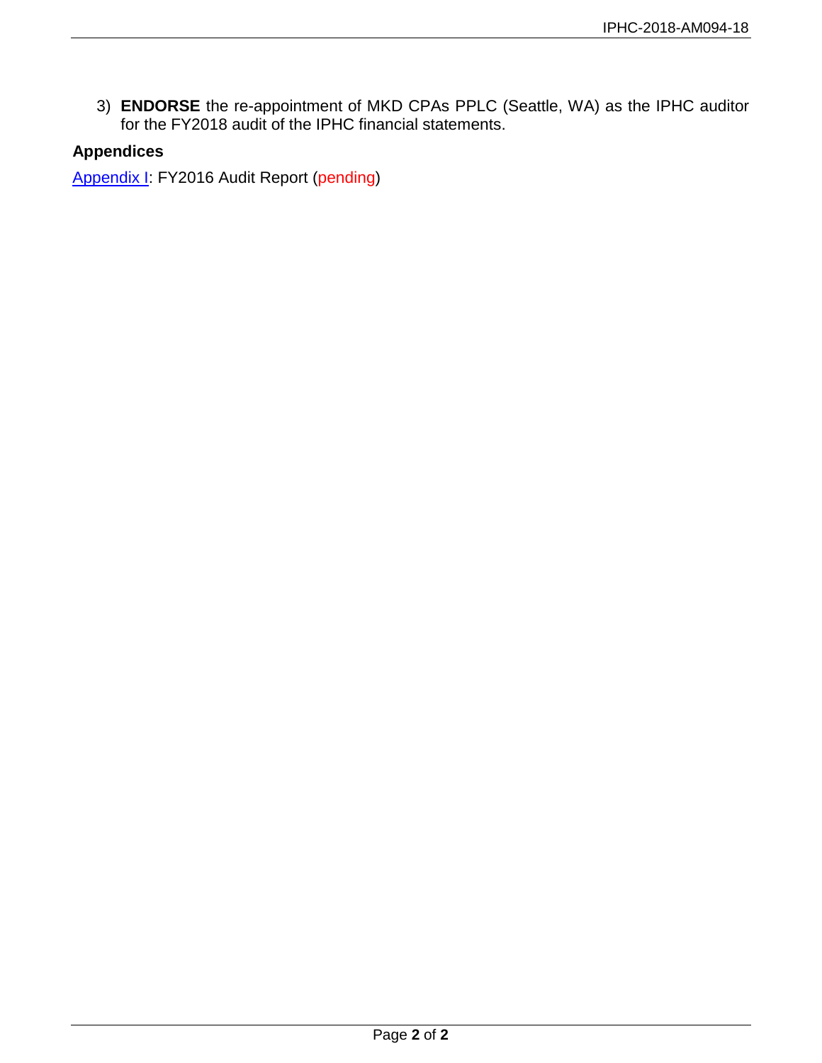3) **ENDORSE** the re-appointment of MKD CPAs PPLC (Seattle, WA) as the IPHC auditor for the FY2018 audit of the IPHC financial statements.

### Appendices

Appendix I: FY2016 Audit Report (pending)